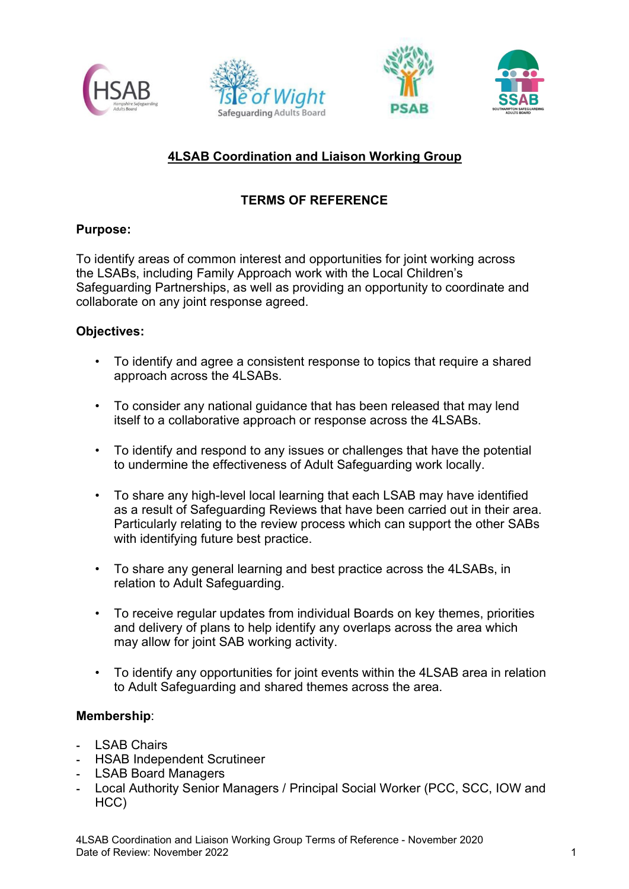# 4LSAB Coordination and Liaison Working Group

## TERMS OF REFERENCE

**Purpose:**

To identify areas of common interest and opportunities for joint working across the LSABs, including Family Approach work with the Local Children's Safeguarding Partnerships, as well as providing an opportunity to coordinate and collaborate on any joint response agreed.

**Objectives:**

- To identify and agree a consistent response to topics that require a shared approach across the 4LSABs.
- To consider any national guidance that has been released that may lend itself to a collaborative approach or response across the 4LSABs.
- To identify and respond to any issues or challenges that have the potential to undermine the effectiveness of Adult Safeguarding work locally.
- To share any high-level local learning that each LSAB may have identified as a result of Safeguarding Reviews that have been carried out in their area. Particularly relating to the review process which can support the other SABs with identifying future best practice.
- To share any general learning and best practice across the 4LSABs, in relation to Adult Safeguarding.
- To receive regular updates from individual Boards on key themes, priorities and delivery of plans to help identify any overlaps across the area which may allow for joint SAB working activity.
- To identify any opportunities for joint events within the 4LSAB area in relation to Adult Safeguarding and shared themes across the area.

**Membership**:

- LSAB Chairs
- HSAB Independent Scrutineer
- LSAB Board Managers
- Local Authority Senior Managers / Principal Social Worker (PCC, SCC, IOW and HCC)

4LSAB Coordination and Liaison Working Group Terms of Reference - November 2020
Date of Review: November 2022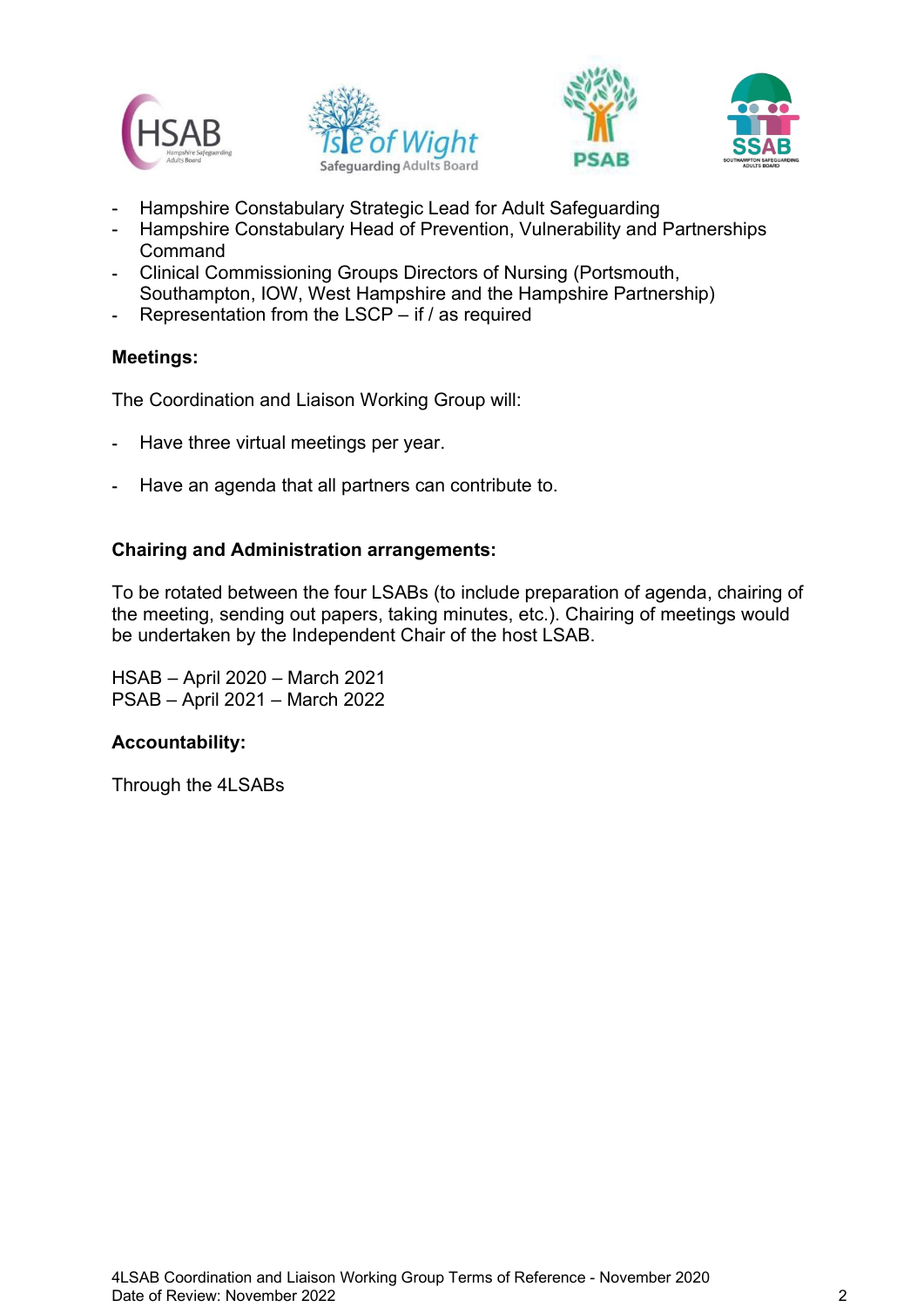- Hampshire Constabulary Strategic Lead for Adult Safeguarding
- Hampshire Constabulary Head of Prevention, Vulnerability and Partnerships Command
- Clinical Commissioning Groups Directors of Nursing (Portsmouth, Southampton, IOW, West Hampshire and the Hampshire Partnership)
- Representation from the LSCP – if / as required

**Meetings:**

The Coordination and Liaison Working Group will:

- Have three virtual meetings per year.
- Have an agenda that all partners can contribute to.

**Chairing and Administration arrangements:**

To be rotated between the four LSABs (to include preparation of agenda, chairing of the meeting, sending out papers, taking minutes, etc.). Chairing of meetings would be undertaken by the Independent Chair of the host LSAB.

HSAB – April 2020 – March 2021
PSAB – April 2021 – March 2022

**Accountability:**

Through the 4LSABs